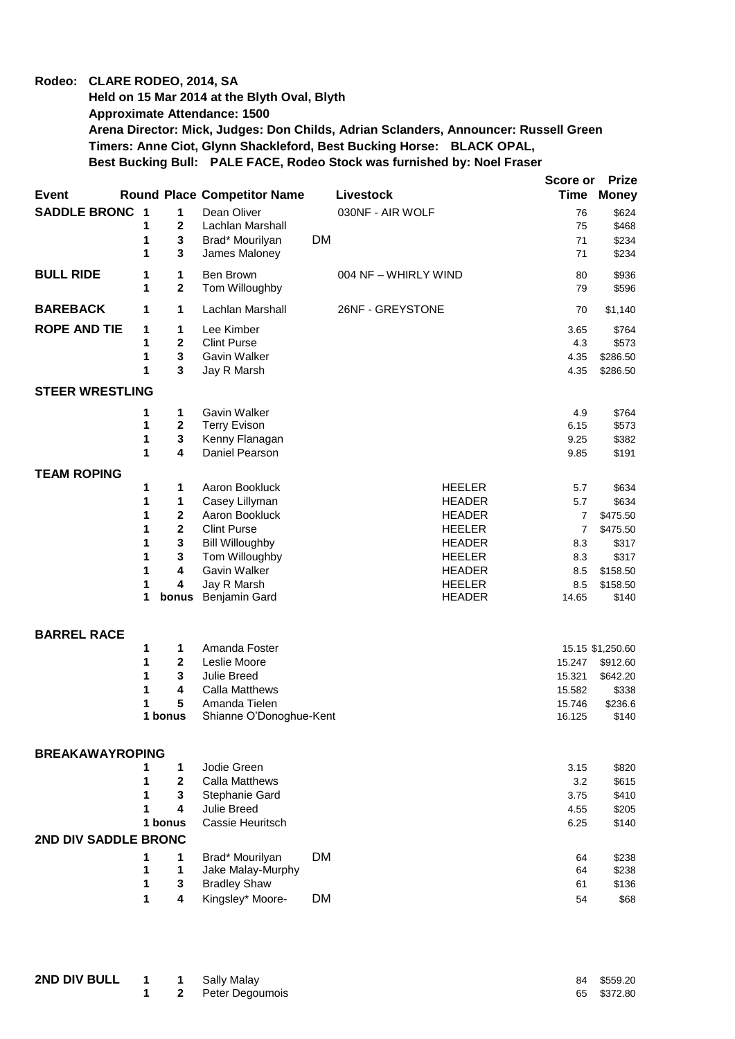**Rodeo: CLARE RODEO, 2014, SA**

**Held on 15 Mar 2014 at the Blyth Oval, Blyth**
**Approximate Attendance: 1500**
**Arena Director: Mick, Judges: Don Childs, Adrian Sclanders, Announcer: Russell Green**
**Timers: Anne Ciot, Glynn Shackleford, Best Bucking Horse: BLACK OPAL,**
**Best Bucking Bull: PALE FACE, Rodeo Stock was furnished by: Noel Fraser**

| Event | Round | Place | Competitor Name | | Livestock | | Score or Time | Prize Money |
|---|---|---|---|---|---|---|---|---|
| SADDLE BRONC | 1 | 1 | Dean Oliver | | 030NF - AIR WOLF | | 76 | $624 |
| | 1 | 2 | Lachlan Marshall | | | | 75 | $468 |
| | 1 | 3 | Brad* Mourilyan | DM | | | 71 | $234 |
| | 1 | 3 | James Maloney | | | | 71 | $234 |
| BULL RIDE | 1 | 1 | Ben Brown | | 004 NF – WHIRLY WIND | | 80 | $936 |
| | 1 | 2 | Tom Willoughby | | | | 79 | $596 |
| BAREBACK | 1 | 1 | Lachlan Marshall | | 26NF - GREYSTONE | | 70 | $1,140 |
| ROPE AND TIE | 1 | 1 | Lee Kimber | | | | 3.65 | $764 |
| | 1 | 2 | Clint Purse | | | | 4.3 | $573 |
| | 1 | 3 | Gavin Walker | | | | 4.35 | $286.50 |
| | 1 | 3 | Jay R Marsh | | | | 4.35 | $286.50 |
| STEER WRESTLING | | | | | | | | |
| | 1 | 1 | Gavin Walker | | | | 4.9 | $764 |
| | 1 | 2 | Terry Evison | | | | 6.15 | $573 |
| | 1 | 3 | Kenny Flanagan | | | | 9.25 | $382 |
| | 1 | 4 | Daniel Pearson | | | | 9.85 | $191 |
| TEAM ROPING | | | | | | | | |
| | 1 | 1 | Aaron Bookluck | | | HEELER | 5.7 | $634 |
| | 1 | 1 | Casey Lillyman | | | HEADER | 5.7 | $634 |
| | 1 | 2 | Aaron Bookluck | | | HEADER | 7 | $475.50 |
| | 1 | 2 | Clint Purse | | | HEELER | 7 | $475.50 |
| | 1 | 3 | Bill Willoughby | | | HEADER | 8.3 | $317 |
| | 1 | 3 | Tom Willoughby | | | HEELER | 8.3 | $317 |
| | 1 | 4 | Gavin Walker | | | HEADER | 8.5 | $158.50 |
| | 1 | 4 | Jay R Marsh | | | HEELER | 8.5 | $158.50 |
| | 1 | bonus | Benjamin Gard | | | HEADER | 14.65 | $140 |
| BARREL RACE | | | | | | | | |
| | 1 | 1 | Amanda Foster | | | | 15.15 | $1,250.60 |
| | 1 | 2 | Leslie Moore | | | | 15.247 | $912.60 |
| | 1 | 3 | Julie Breed | | | | 15.321 | $642.20 |
| | 1 | 4 | Calla Matthews | | | | 15.582 | $338 |
| | 1 | 5 | Amanda Tielen | | | | 15.746 | $236.6 |
| | 1 | bonus | Shianne O'Donoghue-Kent | | | | 16.125 | $140 |
| BREAKAWAYROPING | | | | | | | | |
| | 1 | 1 | Jodie Green | | | | 3.15 | $820 |
| | 1 | 2 | Calla Matthews | | | | 3.2 | $615 |
| | 1 | 3 | Stephanie Gard | | | | 3.75 | $410 |
| | 1 | 4 | Julie Breed | | | | 4.55 | $205 |
| | 1 | bonus | Cassie Heuritsch | | | | 6.25 | $140 |
| 2ND DIV SADDLE BRONC | | | | | | | | |
| | 1 | 1 | Brad* Mourilyan | DM | | | 64 | $238 |
| | 1 | 1 | Jake Malay-Murphy | | | | 64 | $238 |
| | 1 | 3 | Bradley Shaw | | | | 61 | $136 |
| | 1 | 4 | Kingsley* Moore- | DM | | | 54 | $68 |
| 2ND DIV BULL | 1 | 1 | Sally Malay | | | | 84 | $559.20 |
| | 1 | 2 | Peter Degoumois | | | | 65 | $372.80 |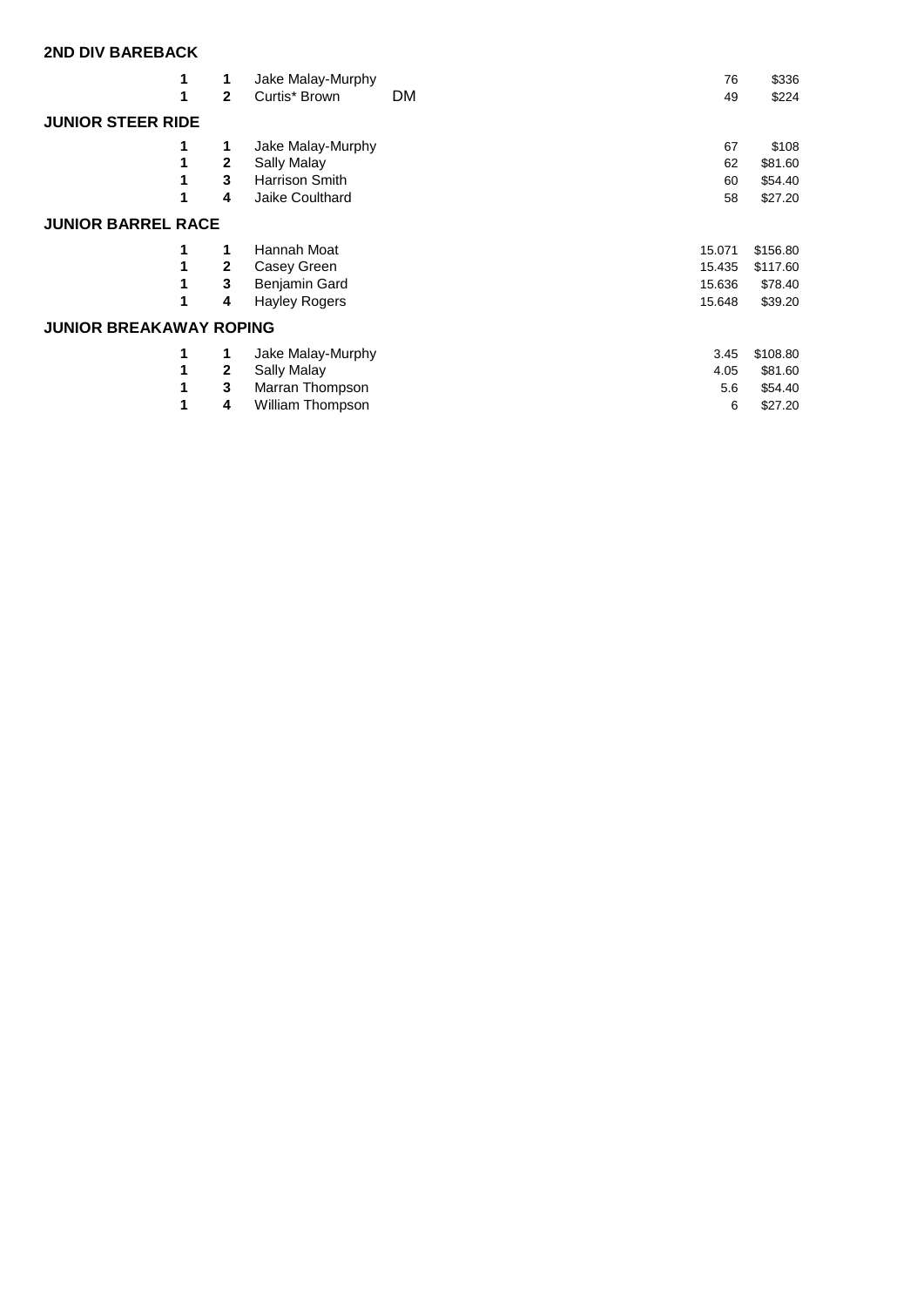**2ND DIV BAREBACK**

| | | | | | |
|---|---|---|---|---|---|
| 1 | 1 | Jake Malay-Murphy | | 76 | $336 |
| 1 | 2 | Curtis* Brown | DM | 49 | $224 |

**JUNIOR STEER RIDE**

| | | | | |
|---|---|---|---|---|
| 1 | 1 | Jake Malay-Murphy | 67 | $108 |
| 1 | 2 | Sally Malay | 62 | $81.60 |
| 1 | 3 | Harrison Smith | 60 | $54.40 |
| 1 | 4 | Jaike Coulthard | 58 | $27.20 |

**JUNIOR BARREL RACE**

| | | | | |
|---|---|---|---|---|
| 1 | 1 | Hannah Moat | 15.071 | $156.80 |
| 1 | 2 | Casey Green | 15.435 | $117.60 |
| 1 | 3 | Benjamin Gard | 15.636 | $78.40 |
| 1 | 4 | Hayley Rogers | 15.648 | $39.20 |

**JUNIOR BREAKAWAY ROPING**

| | | | | |
|---|---|---|---|---|
| 1 | 1 | Jake Malay-Murphy | 3.45 | $108.80 |
| 1 | 2 | Sally Malay | 4.05 | $81.60 |
| 1 | 3 | Marran Thompson | 5.6 | $54.40 |
| 1 | 4 | William Thompson | 6 | $27.20 |